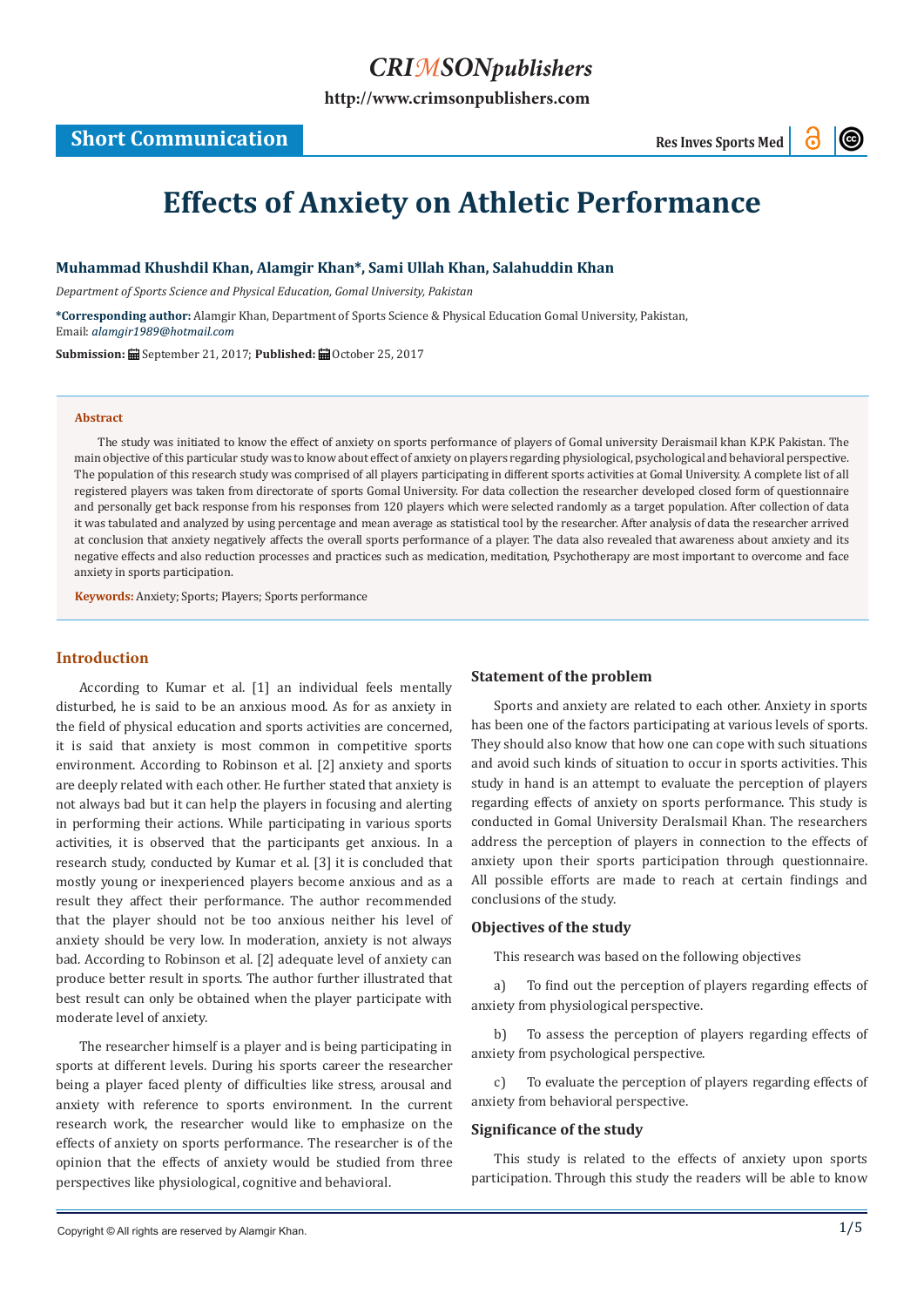# Effects of Anxiety on Athletic Performance

**Short Communication**

**Muhammad Khushdil Khan, Alamgir Khan*, Sami Ullah Khan, Salahuddin Khan**

*Department of Sports Science and Physical Education, Gomal University, Pakistan*

**\*Corresponding author:** Alamgir Khan, Department of Sports Science & Physical Education Gomal University, Pakistan, Email: *alamgir1989@hotmail.com*

**Submission:** September 21, 2017; **Published:** October 25, 2017

## Abstract

The study was initiated to know the effect of anxiety on sports performance of players of Gomal university Deraismail khan K.P.K Pakistan. The main objective of this particular study was to know about effect of anxiety on players regarding physiological, psychological and behavioral perspective. The population of this research study was comprised of all players participating in different sports activities at Gomal University. A complete list of all registered players was taken from directorate of sports Gomal University. For data collection the researcher developed closed form of questionnaire and personally get back response from his responses from 120 players which were selected randomly as a target population. After collection of data it was tabulated and analyzed by using percentage and mean average as statistical tool by the researcher. After analysis of data the researcher arrived at conclusion that anxiety negatively affects the overall sports performance of a player. The data also revealed that awareness about anxiety and its negative effects and also reduction processes and practices such as medication, meditation, Psychotherapy are most important to overcome and face anxiety in sports participation.

**Keywords:** Anxiety; Sports; Players; Sports performance

## Introduction

According to Kumar et al. [1] an individual feels mentally disturbed, he is said to be an anxious mood. As for as anxiety in the field of physical education and sports activities are concerned, it is said that anxiety is most common in competitive sports environment. According to Robinson et al. [2] anxiety and sports are deeply related with each other. He further stated that anxiety is not always bad but it can help the players in focusing and alerting in performing their actions. While participating in various sports activities, it is observed that the participants get anxious. In a research study, conducted by Kumar et al. [3] it is concluded that mostly young or inexperienced players become anxious and as a result they affect their performance. The author recommended that the player should not be too anxious neither his level of anxiety should be very low. In moderation, anxiety is not always bad. According to Robinson et al. [2] adequate level of anxiety can produce better result in sports. The author further illustrated that best result can only be obtained when the player participate with moderate level of anxiety.

The researcher himself is a player and is being participating in sports at different levels. During his sports career the researcher being a player faced plenty of difficulties like stress, arousal and anxiety with reference to sports environment. In the current research work, the researcher would like to emphasize on the effects of anxiety on sports performance. The researcher is of the opinion that the effects of anxiety would be studied from three perspectives like physiological, cognitive and behavioral.

### Statement of the problem

Sports and anxiety are related to each other. Anxiety in sports has been one of the factors participating at various levels of sports. They should also know that how one can cope with such situations and avoid such kinds of situation to occur in sports activities. This study in hand is an attempt to evaluate the perception of players regarding effects of anxiety on sports performance. This study is conducted in Gomal University DeraIsmail Khan. The researchers address the perception of players in connection to the effects of anxiety upon their sports participation through questionnaire. All possible efforts are made to reach at certain findings and conclusions of the study.

### Objectives of the study

This research was based on the following objectives

a) To find out the perception of players regarding effects of anxiety from physiological perspective.

b) To assess the perception of players regarding effects of anxiety from psychological perspective.

c) To evaluate the perception of players regarding effects of anxiety from behavioral perspective.

### Significance of the study

This study is related to the effects of anxiety upon sports participation. Through this study the readers will be able to know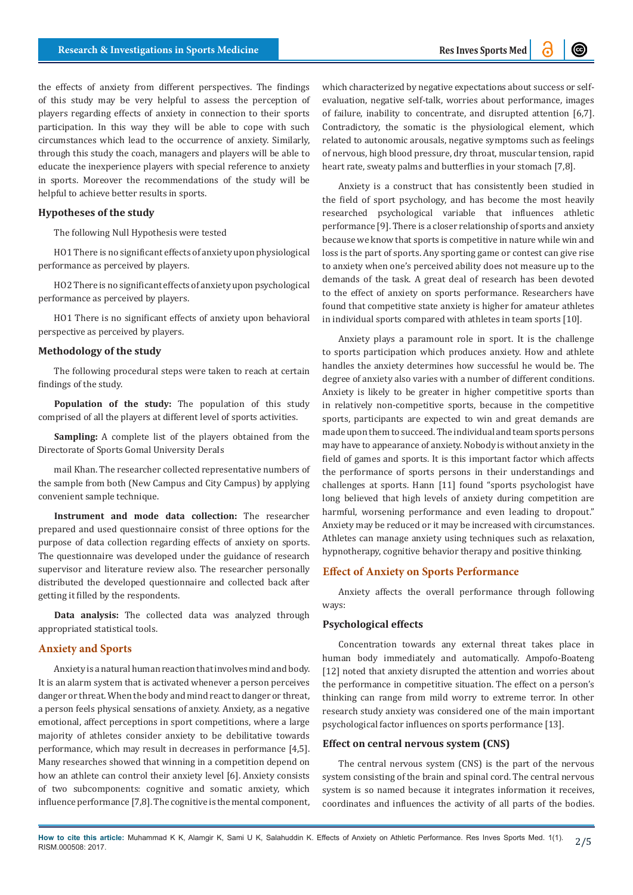the effects of anxiety from different perspectives. The findings of this study may be very helpful to assess the perception of players regarding effects of anxiety in connection to their sports participation. In this way they will be able to cope with such circumstances which lead to the occurrence of anxiety. Similarly, through this study the coach, managers and players will be able to educate the inexperience players with special reference to anxiety in sports. Moreover the recommendations of the study will be helpful to achieve better results in sports.

## Hypotheses of the study

The following Null Hypothesis were tested

HO1 There is no significant effects of anxiety upon physiological performance as perceived by players.

HO2 There is no significant effects of anxiety upon psychological performance as perceived by players.

HO1 There is no significant effects of anxiety upon behavioral perspective as perceived by players.

## Methodology of the study

The following procedural steps were taken to reach at certain findings of the study.

**Population of the study:** The population of this study comprised of all the players at different level of sports activities.

**Sampling:** A complete list of the players obtained from the Directorate of Sports Gomal University DeraIs

mail Khan. The researcher collected representative numbers of the sample from both (New Campus and City Campus) by applying convenient sample technique.

**Instrument and mode data collection:** The researcher prepared and used questionnaire consist of three options for the purpose of data collection regarding effects of anxiety on sports. The questionnaire was developed under the guidance of research supervisor and literature review also. The researcher personally distributed the developed questionnaire and collected back after getting it filled by the respondents.

**Data analysis:** The collected data was analyzed through appropriated statistical tools.

## Anxiety and Sports

Anxiety is a natural human reaction that involves mind and body. It is an alarm system that is activated whenever a person perceives danger or threat. When the body and mind react to danger or threat, a person feels physical sensations of anxiety. Anxiety, as a negative emotional, affect perceptions in sport competitions, where a large majority of athletes consider anxiety to be debilitative towards performance, which may result in decreases in performance [4,5]. Many researches showed that winning in a competition depend on how an athlete can control their anxiety level [6]. Anxiety consists of two subcomponents: cognitive and somatic anxiety, which influence performance [7,8]. The cognitive is the mental component, which characterized by negative expectations about success or self-evaluation, negative self-talk, worries about performance, images of failure, inability to concentrate, and disrupted attention [6,7]. Contradictory, the somatic is the physiological element, which related to autonomic arousals, negative symptoms such as feelings of nervous, high blood pressure, dry throat, muscular tension, rapid heart rate, sweaty palms and butterflies in your stomach [7,8].

Anxiety is a construct that has consistently been studied in the field of sport psychology, and has become the most heavily researched psychological variable that influences athletic performance [9]. There is a closer relationship of sports and anxiety because we know that sports is competitive in nature while win and loss is the part of sports. Any sporting game or contest can give rise to anxiety when one's perceived ability does not measure up to the demands of the task. A great deal of research has been devoted to the effect of anxiety on sports performance. Researchers have found that competitive state anxiety is higher for amateur athletes in individual sports compared with athletes in team sports [10].

Anxiety plays a paramount role in sport. It is the challenge to sports participation which produces anxiety. How and athlete handles the anxiety determines how successful he would be. The degree of anxiety also varies with a number of different conditions. Anxiety is likely to be greater in higher competitive sports than in relatively non-competitive sports, because in the competitive sports, participants are expected to win and great demands are made upon them to succeed. The individual and team sports persons may have to appearance of anxiety. Nobody is without anxiety in the field of games and sports. It is this important factor which affects the performance of sports persons in their understandings and challenges at sports. Hann [11] found "sports psychologist have long believed that high levels of anxiety during competition are harmful, worsening performance and even leading to dropout." Anxiety may be reduced or it may be increased with circumstances. Athletes can manage anxiety using techniques such as relaxation, hypnotherapy, cognitive behavior therapy and positive thinking.

## Effect of Anxiety on Sports Performance

Anxiety affects the overall performance through following ways:

### Psychological effects

Concentration towards any external threat takes place in human body immediately and automatically. Ampofo-Boateng [12] noted that anxiety disrupted the attention and worries about the performance in competitive situation. The effect on a person's thinking can range from mild worry to extreme terror. In other research study anxiety was considered one of the main important psychological factor influences on sports performance [13].

### Effect on central nervous system (CNS)

The central nervous system (CNS) is the part of the nervous system consisting of the brain and spinal cord. The central nervous system is so named because it integrates information it receives, coordinates and influences the activity of all parts of the bodies.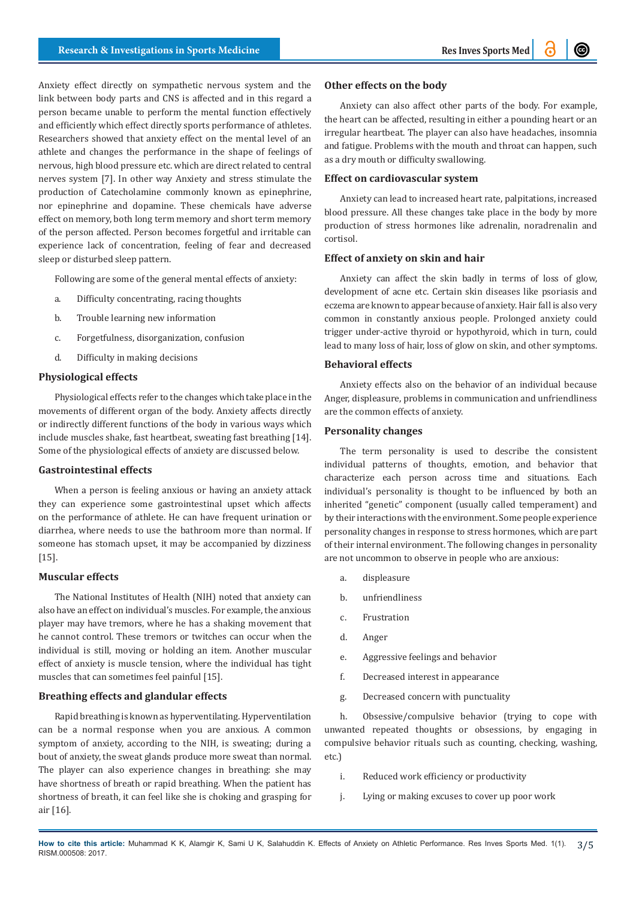Anxiety effect directly on sympathetic nervous system and the link between body parts and CNS is affected and in this regard a person became unable to perform the mental function effectively and efficiently which effect directly sports performance of athletes. Researchers showed that anxiety effect on the mental level of an athlete and changes the performance in the shape of feelings of nervous, high blood pressure etc. which are direct related to central nerves system [7]. In other way Anxiety and stress stimulate the production of Catecholamine commonly known as epinephrine, nor epinephrine and dopamine. These chemicals have adverse effect on memory, both long term memory and short term memory of the person affected. Person becomes forgetful and irritable can experience lack of concentration, feeling of fear and decreased sleep or disturbed sleep pattern.

Following are some of the general mental effects of anxiety:

a. Difficulty concentrating, racing thoughts

b. Trouble learning new information

c. Forgetfulness, disorganization, confusion

d. Difficulty in making decisions

## Physiological effects

Physiological effects refer to the changes which take place in the movements of different organ of the body. Anxiety affects directly or indirectly different functions of the body in various ways which include muscles shake, fast heartbeat, sweating fast breathing [14]. Some of the physiological effects of anxiety are discussed below.

## Gastrointestinal effects

When a person is feeling anxious or having an anxiety attack they can experience some gastrointestinal upset which affects on the performance of athlete. He can have frequent urination or diarrhea, where needs to use the bathroom more than normal. If someone has stomach upset, it may be accompanied by dizziness [15].

## Muscular effects

The National Institutes of Health (NIH) noted that anxiety can also have an effect on individual's muscles. For example, the anxious player may have tremors, where he has a shaking movement that he cannot control. These tremors or twitches can occur when the individual is still, moving or holding an item. Another muscular effect of anxiety is muscle tension, where the individual has tight muscles that can sometimes feel painful [15].

## Breathing effects and glandular effects

Rapid breathing is known as hyperventilating. Hyperventilation can be a normal response when you are anxious. A common symptom of anxiety, according to the NIH, is sweating; during a bout of anxiety, the sweat glands produce more sweat than normal. The player can also experience changes in breathing: she may have shortness of breath or rapid breathing. When the patient has shortness of breath, it can feel like she is choking and grasping for air [16].

## Other effects on the body

Anxiety can also affect other parts of the body. For example, the heart can be affected, resulting in either a pounding heart or an irregular heartbeat. The player can also have headaches, insomnia and fatigue. Problems with the mouth and throat can happen, such as a dry mouth or difficulty swallowing.

## Effect on cardiovascular system

Anxiety can lead to increased heart rate, palpitations, increased blood pressure. All these changes take place in the body by more production of stress hormones like adrenalin, noradrenalin and cortisol.

## Effect of anxiety on skin and hair

Anxiety can affect the skin badly in terms of loss of glow, development of acne etc. Certain skin diseases like psoriasis and eczema are known to appear because of anxiety. Hair fall is also very common in constantly anxious people. Prolonged anxiety could trigger under-active thyroid or hypothyroid, which in turn, could lead to many loss of hair, loss of glow on skin, and other symptoms.

## Behavioral effects

Anxiety effects also on the behavior of an individual because Anger, displeasure, problems in communication and unfriendliness are the common effects of anxiety.

## Personality changes

The term personality is used to describe the consistent individual patterns of thoughts, emotion, and behavior that characterize each person across time and situations. Each individual's personality is thought to be influenced by both an inherited "genetic" component (usually called temperament) and by their interactions with the environment. Some people experience personality changes in response to stress hormones, which are part of their internal environment. The following changes in personality are not uncommon to observe in people who are anxious:

a. displeasure

b. unfriendliness

c. Frustration

d. Anger

e. Aggressive feelings and behavior

f. Decreased interest in appearance

g. Decreased concern with punctuality

h. Obsessive/compulsive behavior (trying to cope with unwanted repeated thoughts or obsessions, by engaging in compulsive behavior rituals such as counting, checking, washing, etc.)

i. Reduced work efficiency or productivity

j. Lying or making excuses to cover up poor work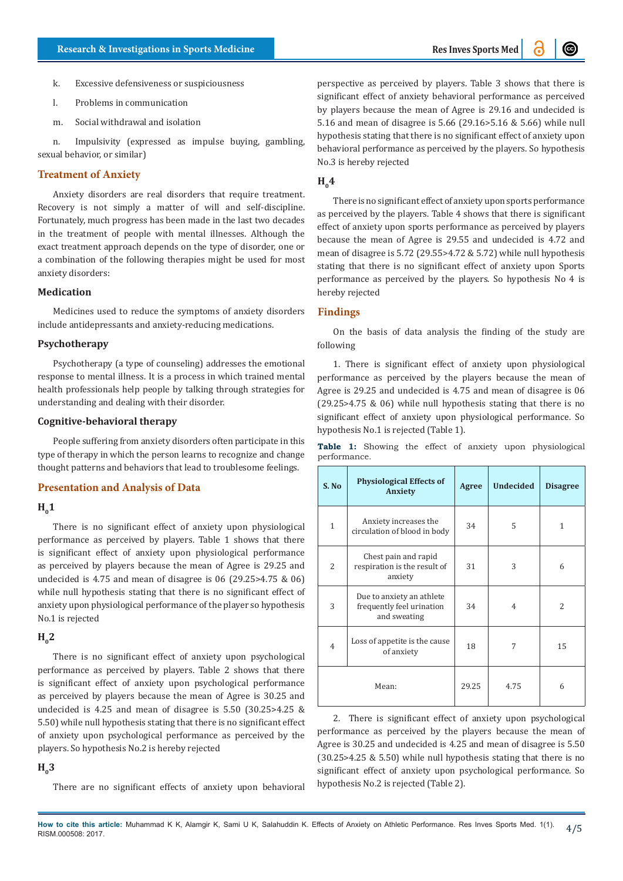k. Excessive defensiveness or suspiciousness

l. Problems in communication

m. Social withdrawal and isolation

n. Impulsivity (expressed as impulse buying, gambling, sexual behavior, or similar)

## Treatment of Anxiety

Anxiety disorders are real disorders that require treatment. Recovery is not simply a matter of will and self-discipline. Fortunately, much progress has been made in the last two decades in the treatment of people with mental illnesses. Although the exact treatment approach depends on the type of disorder, one or a combination of the following therapies might be used for most anxiety disorders:

### Medication

Medicines used to reduce the symptoms of anxiety disorders include antidepressants and anxiety-reducing medications.

### Psychotherapy

Psychotherapy (a type of counseling) addresses the emotional response to mental illness. It is a process in which trained mental health professionals help people by talking through strategies for understanding and dealing with their disorder.

### Cognitive-behavioral therapy

People suffering from anxiety disorders often participate in this type of therapy in which the person learns to recognize and change thought patterns and behaviors that lead to troublesome feelings.

## Presentation and Analysis of Data

### $H_0 1$

There is no significant effect of anxiety upon physiological performance as perceived by players. Table 1 shows that there is significant effect of anxiety upon physiological performance as perceived by players because the mean of Agree is 29.25 and undecided is 4.75 and mean of disagree is 06 (29.25>4.75 & 06) while null hypothesis stating that there is no significant effect of anxiety upon physiological performance of the player so hypothesis No.1 is rejected

### $H_0 2$

There is no significant effect of anxiety upon psychological performance as perceived by players. Table 2 shows that there is significant effect of anxiety upon psychological performance as perceived by players because the mean of Agree is 30.25 and undecided is 4.25 and mean of disagree is 5.50 (30.25>4.25 & 5.50) while null hypothesis stating that there is no significant effect of anxiety upon psychological performance as perceived by the players. So hypothesis No.2 is hereby rejected

### $H_0 3$

There are no significant effects of anxiety upon behavioral perspective as perceived by players. Table 3 shows that there is significant effect of anxiety behavioral performance as perceived by players because the mean of Agree is 29.16 and undecided is 5.16 and mean of disagree is 5.66 (29.16>5.16 & 5.66) while null hypothesis stating that there is no significant effect of anxiety upon behavioral performance as perceived by the players. So hypothesis No.3 is hereby rejected

### $H_0 4$

There is no significant effect of anxiety upon sports performance as perceived by the players. Table 4 shows that there is significant effect of anxiety upon sports performance as perceived by players because the mean of Agree is 29.55 and undecided is 4.72 and mean of disagree is 5.72 (29.55>4.72 & 5.72) while null hypothesis stating that there is no significant effect of anxiety upon Sports performance as perceived by the players. So hypothesis No 4 is hereby rejected

## Findings

On the basis of data analysis the finding of the study are following

1. There is significant effect of anxiety upon physiological performance as perceived by the players because the mean of Agree is 29.25 and undecided is 4.75 and mean of disagree is 06 (29.25>4.75 & 06) while null hypothesis stating that there is no significant effect of anxiety upon physiological performance. So hypothesis No.1 is rejected (Table 1).

**Table 1:** Showing the effect of anxiety upon physiological performance.

| S. No | Physiological Effects of Anxiety | Agree | Undecided | Disagree |
|---|---|---|---|---|
| 1 | Anxiety increases the circulation of blood in body | 34 | 5 | 1 |
| 2 | Chest pain and rapid respiration is the result of anxiety | 31 | 3 | 6 |
| 3 | Due to anxiety an athlete frequently feel urination and sweating | 34 | 4 | 2 |
| 4 | Loss of appetite is the cause of anxiety | 18 | 7 | 15 |
| Mean: | | 29.25 | 4.75 | 6 |

2. There is significant effect of anxiety upon psychological performance as perceived by the players because the mean of Agree is 30.25 and undecided is 4.25 and mean of disagree is 5.50 (30.25>4.25 & 5.50) while null hypothesis stating that there is no significant effect of anxiety upon psychological performance. So hypothesis No.2 is rejected (Table 2).

**How to cite this article:** Muhammad K K, Alamgir K, Sami U K, Salahuddin K. Effects of Anxiety on Athletic Performance. Res Inves Sports Med. 1(1). RISM.000508: 2017.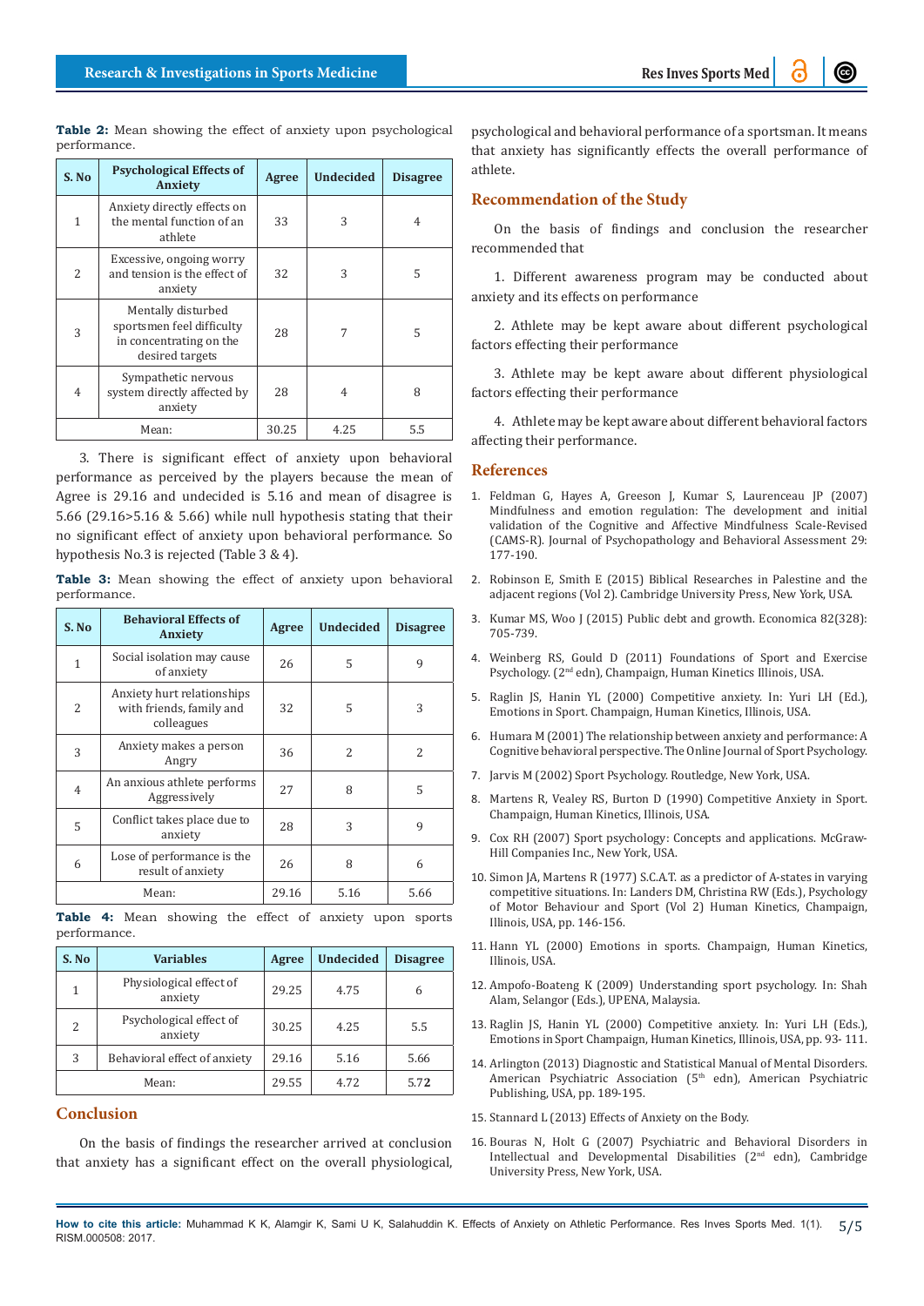**Table 2:** Mean showing the effect of anxiety upon psychological performance.

| S. No | Psychological Effects of Anxiety | Agree | Undecided | Disagree |
|---|---|---|---|---|
| 1 | Anxiety directly effects on the mental function of an athlete | 33 | 3 | 4 |
| 2 | Excessive, ongoing worry and tension is the effect of anxiety | 32 | 3 | 5 |
| 3 | Mentally disturbed sportsmen feel difficulty in concentrating on the desired targets | 28 | 7 | 5 |
| 4 | Sympathetic nervous system directly affected by anxiety | 28 | 4 | 8 |
| Mean: | | 30.25 | 4.25 | 5.5 |

3. There is significant effect of anxiety upon behavioral performance as perceived by the players because the mean of Agree is 29.16 and undecided is 5.16 and mean of disagree is 5.66 (29.16>5.16 & 5.66) while null hypothesis stating that their no significant effect of anxiety upon behavioral performance. So hypothesis No.3 is rejected (Table 3 & 4).

**Table 3:** Mean showing the effect of anxiety upon behavioral performance.

| S. No | Behavioral Effects of Anxiety | Agree | Undecided | Disagree |
|---|---|---|---|---|
| 1 | Social isolation may cause of anxiety | 26 | 5 | 9 |
| 2 | Anxiety hurt relationships with friends, family and colleagues | 32 | 5 | 3 |
| 3 | Anxiety makes a person Angry | 36 | 2 | 2 |
| 4 | An anxious athlete performs Aggressively | 27 | 8 | 5 |
| 5 | Conflict takes place due to anxiety | 28 | 3 | 9 |
| 6 | Lose of performance is the result of anxiety | 26 | 8 | 6 |
| Mean: | | 29.16 | 5.16 | 5.66 |

**Table 4:** Mean showing the effect of anxiety upon sports performance.

| S. No | Variables | Agree | Undecided | Disagree |
|---|---|---|---|---|
| 1 | Physiological effect of anxiety | 29.25 | 4.75 | 6 |
| 2 | Psychological effect of anxiety | 30.25 | 4.25 | 5.5 |
| 3 | Behavioral effect of anxiety | 29.16 | 5.16 | 5.66 |
| Mean: | | 29.55 | 4.72 | 5.72 |

## Conclusion

On the basis of findings the researcher arrived at conclusion that anxiety has a significant effect on the overall physiological, psychological and behavioral performance of a sportsman. It means that anxiety has significantly effects the overall performance of athlete.

## Recommendation of the Study

On the basis of findings and conclusion the researcher recommended that

1. Different awareness program may be conducted about anxiety and its effects on performance

2. Athlete may be kept aware about different psychological factors effecting their performance

3. Athlete may be kept aware about different physiological factors effecting their performance

4. Athlete may be kept aware about different behavioral factors affecting their performance.

## References

1. Feldman G, Hayes A, Greeson J, Kumar S, Laurenceau JP (2007) Mindfulness and emotion regulation: The development and initial validation of the Cognitive and Affective Mindfulness Scale-Revised (CAMS-R). Journal of Psychopathology and Behavioral Assessment 29: 177-190.
2. Robinson E, Smith E (2015) Biblical Researches in Palestine and the adjacent regions (Vol 2). Cambridge University Press, New York, USA.
3. Kumar MS, Woo J (2015) Public debt and growth. Economica 82(328): 705-739.
4. Weinberg RS, Gould D (2011) Foundations of Sport and Exercise Psychology. (2nd edn), Champaign, Human Kinetics Illinois, USA.
5. Raglin JS, Hanin YL (2000) Competitive anxiety. In: Yuri LH (Ed.), Emotions in Sport. Champaign, Human Kinetics, Illinois, USA.
6. Humara M (2001) The relationship between anxiety and performance: A Cognitive behavioral perspective. The Online Journal of Sport Psychology.
7. Jarvis M (2002) Sport Psychology. Routledge, New York, USA.
8. Martens R, Vealey RS, Burton D (1990) Competitive Anxiety in Sport. Champaign, Human Kinetics, Illinois, USA.
9. Cox RH (2007) Sport psychology: Concepts and applications. McGraw-Hill Companies Inc., New York, USA.
10. Simon JA, Martens R (1977) S.C.A.T. as a predictor of A-states in varying competitive situations. In: Landers DM, Christina RW (Eds.), Psychology of Motor Behaviour and Sport (Vol 2) Human Kinetics, Champaign, Illinois, USA, pp. 146-156.
11. Hann YL (2000) Emotions in sports. Champaign, Human Kinetics, Illinois, USA.
12. Ampofo-Boateng K (2009) Understanding sport psychology. In: Shah Alam, Selangor (Eds.), UPENA, Malaysia.
13. Raglin JS, Hanin YL (2000) Competitive anxiety. In: Yuri LH (Eds.), Emotions in Sport Champaign, Human Kinetics, Illinois, USA, pp. 93- 111.
14. Arlington (2013) Diagnostic and Statistical Manual of Mental Disorders. American Psychiatric Association (5th edn), American Psychiatric Publishing, USA, pp. 189-195.
15. Stannard L (2013) Effects of Anxiety on the Body.
16. Bouras N, Holt G (2007) Psychiatric and Behavioral Disorders in Intellectual and Developmental Disabilities (2nd edn), Cambridge University Press, New York, USA.

**How to cite this article:** Muhammad K K, Alamgir K, Sami U K, Salahuddin K. Effects of Anxiety on Athletic Performance. Res Inves Sports Med. 1(1). RISM.000508: 2017.